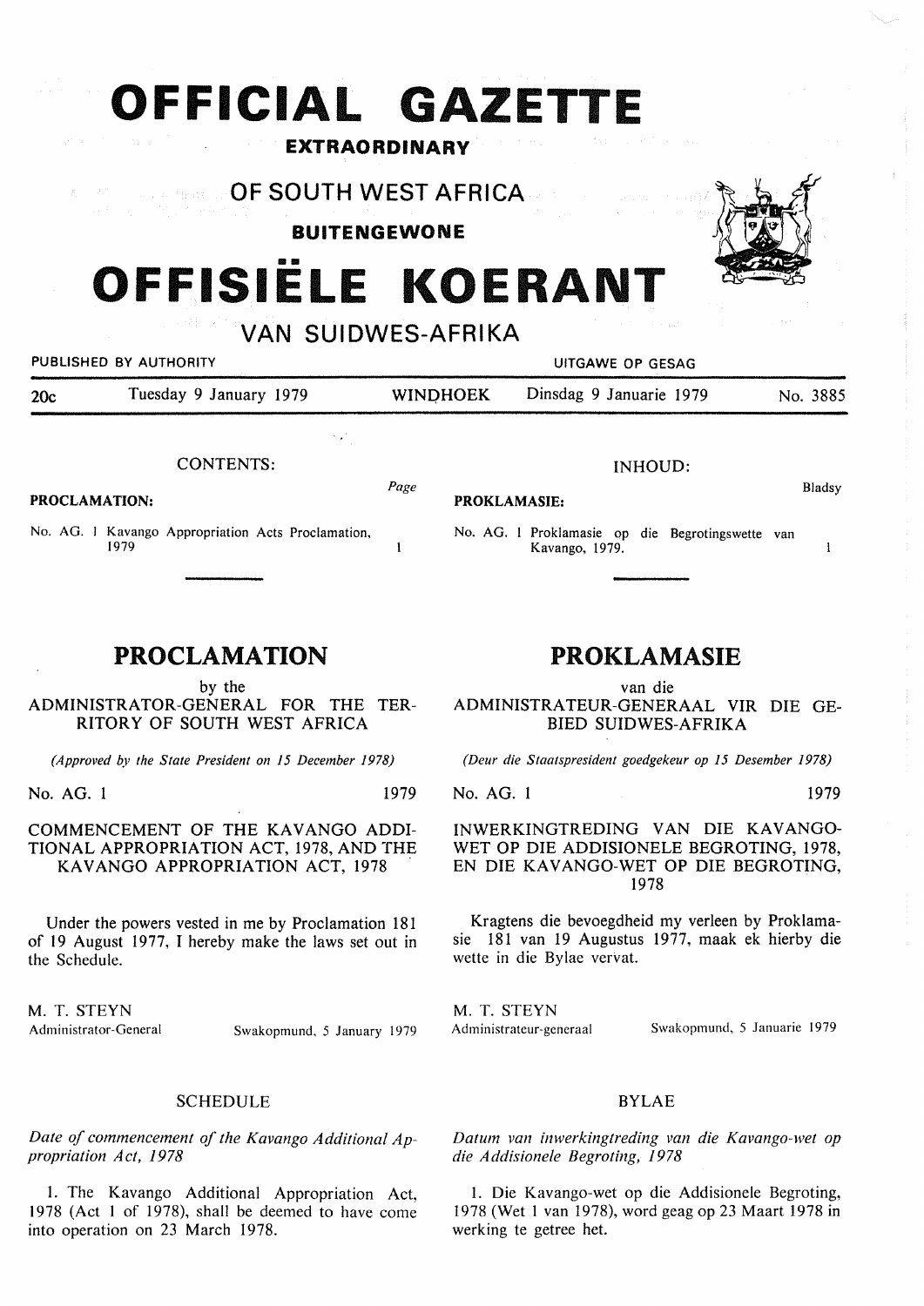# OFFICIAL GAZETTE

**EXTRAORDINARY**

## OF SOUTH WEST AFRICA

**BUITENGEWONE**

# OFFISIËLE KOERANT

## VAN SUIDWES-AFRIKA

PUBLISHED BY AUTHORITY — UITGAWE OP GESAG

20c — Tuesday 9 January 1979 — WINDHOEK — Dinsdag 9 Januarie 1979 — No. 3885

CONTENTS:

**PROCLAMATION:** (Page)

No. AG. 1 Kavango Appropriation Acts Proclamation, 1979 — 1

INHOUD:

**PROKLAMASIE:** (Bladsy)

No. AG. 1 Proklamasie op die Begrotingswette van Kavango, 1979. — 1

## PROCLAMATION

by the

ADMINISTRATOR-GENERAL FOR THE TERRITORY OF SOUTH WEST AFRICA

*(Approved by the State President on 15 December 1978)*

No. AG. 1 — 1979

COMMENCEMENT OF THE KAVANGO ADDITIONAL APPROPRIATION ACT, 1978, AND THE KAVANGO APPROPRIATION ACT, 1978

Under the powers vested in me by Proclamation 181 of 19 August 1977, I hereby make the laws set out in the Schedule.

M. T. STEYN
Administrator-General — Swakopmund, 5 January 1979

SCHEDULE

*Date of commencement of the Kavango Additional Appropriation Act, 1978*

1. The Kavango Additional Appropriation Act, 1978 (Act 1 of 1978), shall be deemed to have come into operation on 23 March 1978.

## PROKLAMASIE

van die

ADMINISTRATEUR-GENERAAL VIR DIE GEBIED SUIDWES-AFRIKA

*(Deur die Staatspresident goedgekeur op 15 Desember 1978)*

No. AG. 1 — 1979

INWERKINGTREDING VAN DIE KAVANGO-WET OP DIE ADDISIONELE BEGROTING, 1978, EN DIE KAVANGO-WET OP DIE BEGROTING, 1978

Kragtens die bevoegdheid my verleen by Proklamasie 181 van 19 Augustus 1977, maak ek hierby die wette in die Bylae vervat.

M. T. STEYN
Administrateur-generaal — Swakopmund, 5 Januarie 1979

BYLAE

*Datum van inwerkingtreding van die Kavango-wet op die Addisionele Begroting, 1978*

1. Die Kavango-wet op die Addisionele Begroting, 1978 (Wet 1 van 1978), word geag op 23 Maart 1978 in werking te getree het.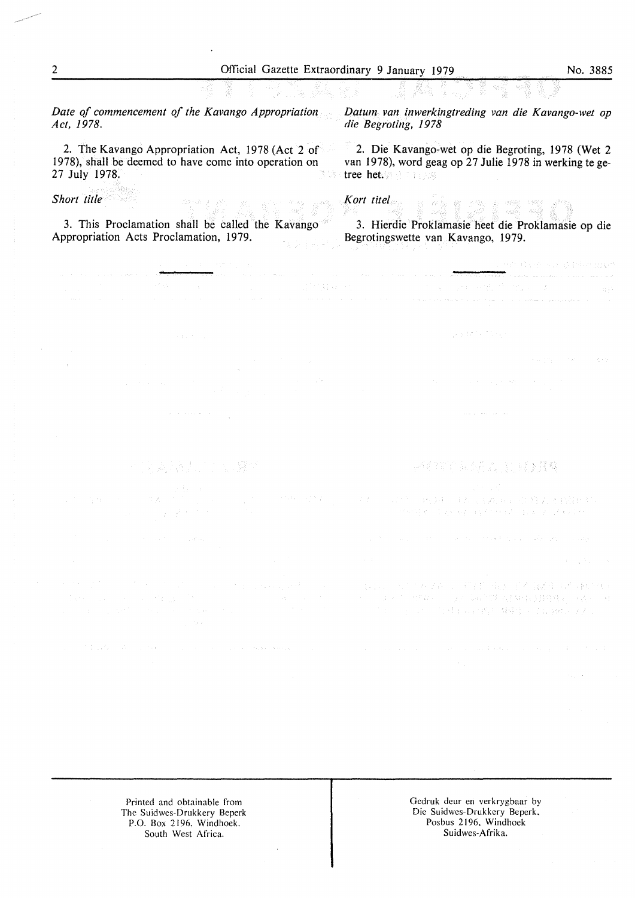*Date of commencement of the Kavango Appropriation Act, 1978.*

2. The Kavango Appropriation Act, 1978 (Act 2 of 1978), shall be deemed to have come into operation on 27 July 1978.

*Short title*

3. This Proclamation shall be called the Kavango Appropriation Acts Proclamation, 1979.

*Datum van inwerkingtreding van die Kavango-wet op die Begroting, 1978*

2. Die Kavango-wet op die Begroting, 1978 (Wet 2 van 1978), word geag op 27 Julie 1978 in werking te getree het.

*Kort titel*

3. Hierdie Proklamasie heet die Proklamasie op die Begrotingswette van Kavango, 1979.

---

Printed and obtainable from
The Suidwes-Drukkery Beperk
P.O. Box 2196, Windhoek.
South West Africa.

Gedruk deur en verkrygbaar by
Die Suidwes-Drukkery Beperk,
Posbus 2196, Windhoek
Suidwes-Afrika.